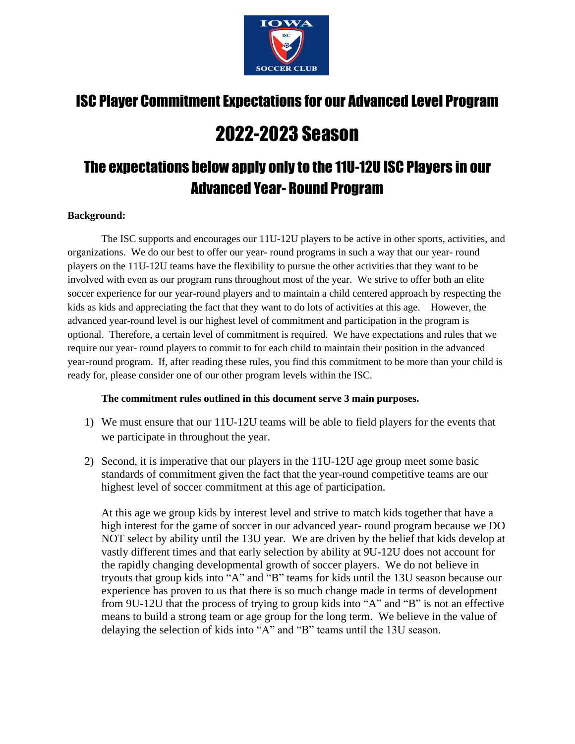# ISC Player Commitment Expectations for our Advanced Level Program

# 2022-2023 Season

## The expectations below apply only to the 11U-12U ISC Players in our Advanced Year- Round Program

**Background:**

The ISC supports and encourages our 11U-12U players to be active in other sports, activities, and organizations. We do our best to offer our year- round programs in such a way that our year- round players on the 11U-12U teams have the flexibility to pursue the other activities that they want to be involved with even as our program runs throughout most of the year. We strive to offer both an elite soccer experience for our year-round players and to maintain a child centered approach by respecting the kids as kids and appreciating the fact that they want to do lots of activities at this age. However, the advanced year-round level is our highest level of commitment and participation in the program is optional. Therefore, a certain level of commitment is required. We have expectations and rules that we require our year- round players to commit to for each child to maintain their position in the advanced year-round program. If, after reading these rules, you find this commitment to be more than your child is ready for, please consider one of our other program levels within the ISC.

**The commitment rules outlined in this document serve 3 main purposes.**

1) We must ensure that our 11U-12U teams will be able to field players for the events that we participate in throughout the year.

2) Second, it is imperative that our players in the 11U-12U age group meet some basic standards of commitment given the fact that the year-round competitive teams are our highest level of soccer commitment at this age of participation.

   At this age we group kids by interest level and strive to match kids together that have a high interest for the game of soccer in our advanced year- round program because we DO NOT select by ability until the 13U year. We are driven by the belief that kids develop at vastly different times and that early selection by ability at 9U-12U does not account for the rapidly changing developmental growth of soccer players. We do not believe in tryouts that group kids into "A" and "B" teams for kids until the 13U season because our experience has proven to us that there is so much change made in terms of development from 9U-12U that the process of trying to group kids into "A" and "B" is not an effective means to build a strong team or age group for the long term. We believe in the value of delaying the selection of kids into "A" and "B" teams until the 13U season.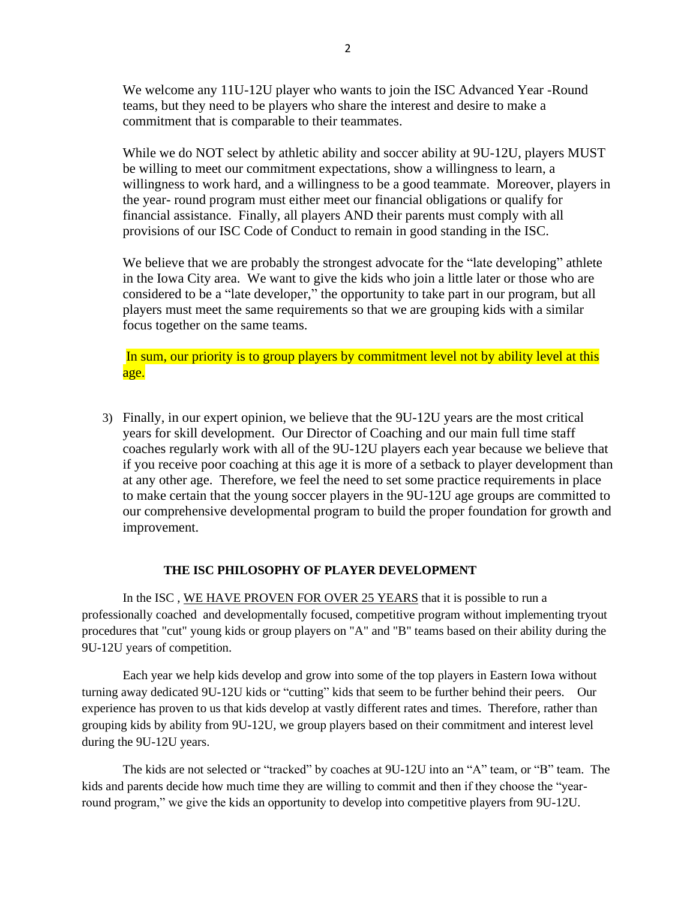We welcome any 11U-12U player who wants to join the ISC Advanced Year -Round teams, but they need to be players who share the interest and desire to make a commitment that is comparable to their teammates.

While we do NOT select by athletic ability and soccer ability at 9U-12U, players MUST be willing to meet our commitment expectations, show a willingness to learn, a willingness to work hard, and a willingness to be a good teammate. Moreover, players in the year- round program must either meet our financial obligations or qualify for financial assistance. Finally, all players AND their parents must comply with all provisions of our ISC Code of Conduct to remain in good standing in the ISC.

We believe that we are probably the strongest advocate for the "late developing" athlete in the Iowa City area. We want to give the kids who join a little later or those who are considered to be a "late developer," the opportunity to take part in our program, but all players must meet the same requirements so that we are grouping kids with a similar focus together on the same teams.

In sum, our priority is to group players by commitment level not by ability level at this age.

3) Finally, in our expert opinion, we believe that the 9U-12U years are the most critical years for skill development. Our Director of Coaching and our main full time staff coaches regularly work with all of the 9U-12U players each year because we believe that if you receive poor coaching at this age it is more of a setback to player development than at any other age. Therefore, we feel the need to set some practice requirements in place to make certain that the young soccer players in the 9U-12U age groups are committed to our comprehensive developmental program to build the proper foundation for growth and improvement.

## THE ISC PHILOSOPHY OF PLAYER DEVELOPMENT

In the ISC , WE HAVE PROVEN FOR OVER 25 YEARS that it is possible to run a professionally coached and developmentally focused, competitive program without implementing tryout procedures that "cut" young kids or group players on "A" and "B" teams based on their ability during the 9U-12U years of competition.

Each year we help kids develop and grow into some of the top players in Eastern Iowa without turning away dedicated 9U-12U kids or "cutting" kids that seem to be further behind their peers. Our experience has proven to us that kids develop at vastly different rates and times. Therefore, rather than grouping kids by ability from 9U-12U, we group players based on their commitment and interest level during the 9U-12U years.

The kids are not selected or "tracked" by coaches at 9U-12U into an "A" team, or "B" team. The kids and parents decide how much time they are willing to commit and then if they choose the "year-round program," we give the kids an opportunity to develop into competitive players from 9U-12U.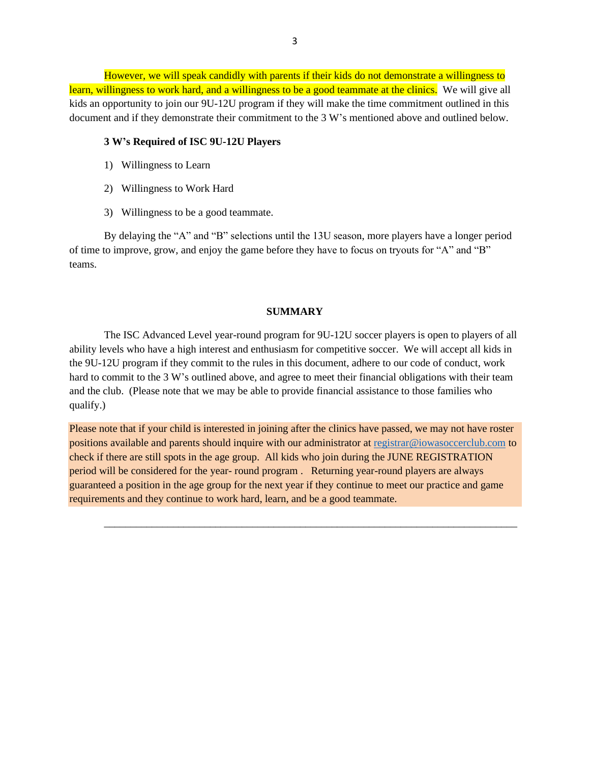However, we will speak candidly with parents if their kids do not demonstrate a willingness to learn, willingness to work hard, and a willingness to be a good teammate at the clinics. We will give all kids an opportunity to join our 9U-12U program if they will make the time commitment outlined in this document and if they demonstrate their commitment to the 3 W's mentioned above and outlined below.

**3 W's Required of ISC 9U-12U Players**

1) Willingness to Learn
2) Willingness to Work Hard
3) Willingness to be a good teammate.

By delaying the "A" and "B" selections until the 13U season, more players have a longer period of time to improve, grow, and enjoy the game before they have to focus on tryouts for "A" and "B" teams.

## SUMMARY

The ISC Advanced Level year-round program for 9U-12U soccer players is open to players of all ability levels who have a high interest and enthusiasm for competitive soccer. We will accept all kids in the 9U-12U program if they commit to the rules in this document, adhere to our code of conduct, work hard to commit to the 3 W's outlined above, and agree to meet their financial obligations with their team and the club. (Please note that we may be able to provide financial assistance to those families who qualify.)

Please note that if your child is interested in joining after the clinics have passed, we may not have roster positions available and parents should inquire with our administrator at registrar@iowasoccerclub.com to check if there are still spots in the age group. All kids who join during the JUNE REGISTRATION period will be considered for the year- round program . Returning year-round players are always guaranteed a position in the age group for the next year if they continue to meet our practice and game requirements and they continue to work hard, learn, and be a good teammate.

---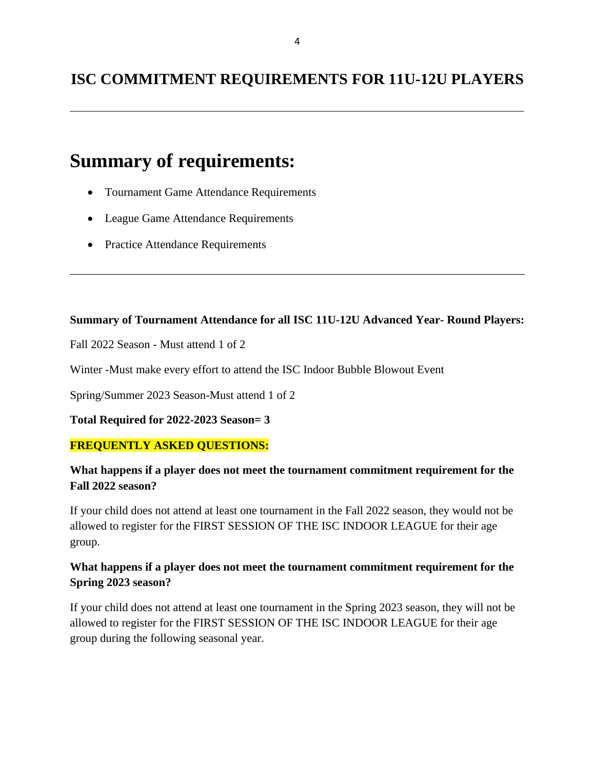# ISC COMMITMENT REQUIREMENTS FOR 11U-12U PLAYERS

---

## Summary of requirements:

- Tournament Game Attendance Requirements
- League Game Attendance Requirements
- Practice Attendance Requirements

---

**Summary of Tournament Attendance for all ISC 11U-12U Advanced Year- Round Players:**

Fall 2022 Season - Must attend 1 of 2

Winter -Must make every effort to attend the ISC Indoor Bubble Blowout Event

Spring/Summer 2023 Season-Must attend 1 of 2

**Total Required for 2022-2023 Season= 3**

**FREQUENTLY ASKED QUESTIONS:**

**What happens if a player does not meet the tournament commitment requirement for the Fall 2022 season?**

If your child does not attend at least one tournament in the Fall 2022 season, they would not be allowed to register for the FIRST SESSION OF THE ISC INDOOR LEAGUE for their age group.

**What happens if a player does not meet the tournament commitment requirement for the Spring 2023 season?**

If your child does not attend at least one tournament in the Spring 2023 season, they will not be allowed to register for the FIRST SESSION OF THE ISC INDOOR LEAGUE for their age group during the following seasonal year.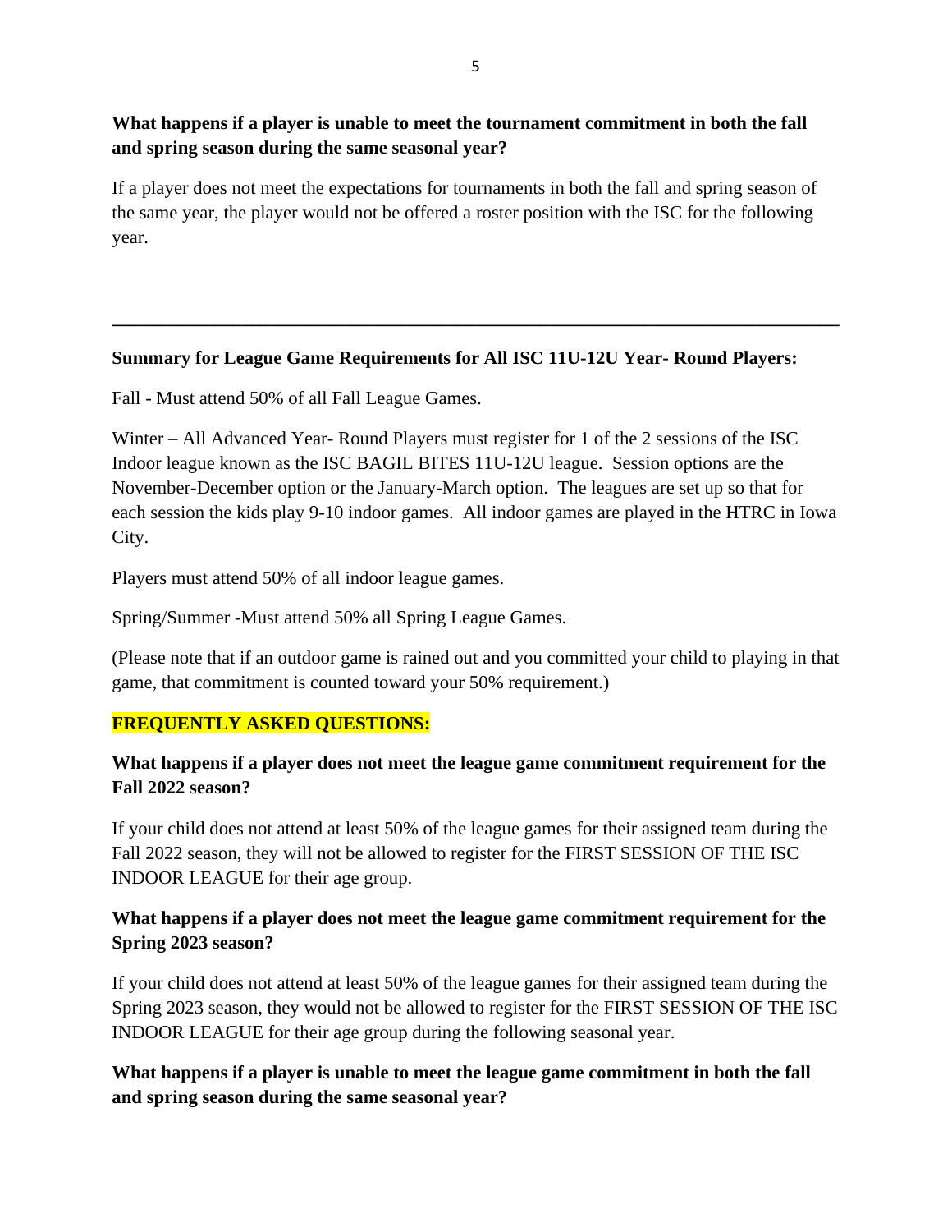**What happens if a player is unable to meet the tournament commitment in both the fall and spring season during the same seasonal year?**

If a player does not meet the expectations for tournaments in both the fall and spring season of the same year, the player would not be offered a roster position with the ISC for the following year.

---

**Summary for League Game Requirements for All ISC 11U-12U Year- Round Players:**

Fall - Must attend 50% of all Fall League Games.

Winter – All Advanced Year- Round Players must register for 1 of the 2 sessions of the ISC Indoor league known as the ISC BAGIL BITES 11U-12U league. Session options are the November-December option or the January-March option. The leagues are set up so that for each session the kids play 9-10 indoor games. All indoor games are played in the HTRC in Iowa City.

Players must attend 50% of all indoor league games.

Spring/Summer -Must attend 50% all Spring League Games.

(Please note that if an outdoor game is rained out and you committed your child to playing in that game, that commitment is counted toward your 50% requirement.)

**FREQUENTLY ASKED QUESTIONS:**

**What happens if a player does not meet the league game commitment requirement for the Fall 2022 season?**

If your child does not attend at least 50% of the league games for their assigned team during the Fall 2022 season, they will not be allowed to register for the FIRST SESSION OF THE ISC INDOOR LEAGUE for their age group.

**What happens if a player does not meet the league game commitment requirement for the Spring 2023 season?**

If your child does not attend at least 50% of the league games for their assigned team during the Spring 2023 season, they would not be allowed to register for the FIRST SESSION OF THE ISC INDOOR LEAGUE for their age group during the following seasonal year.

**What happens if a player is unable to meet the league game commitment in both the fall and spring season during the same seasonal year?**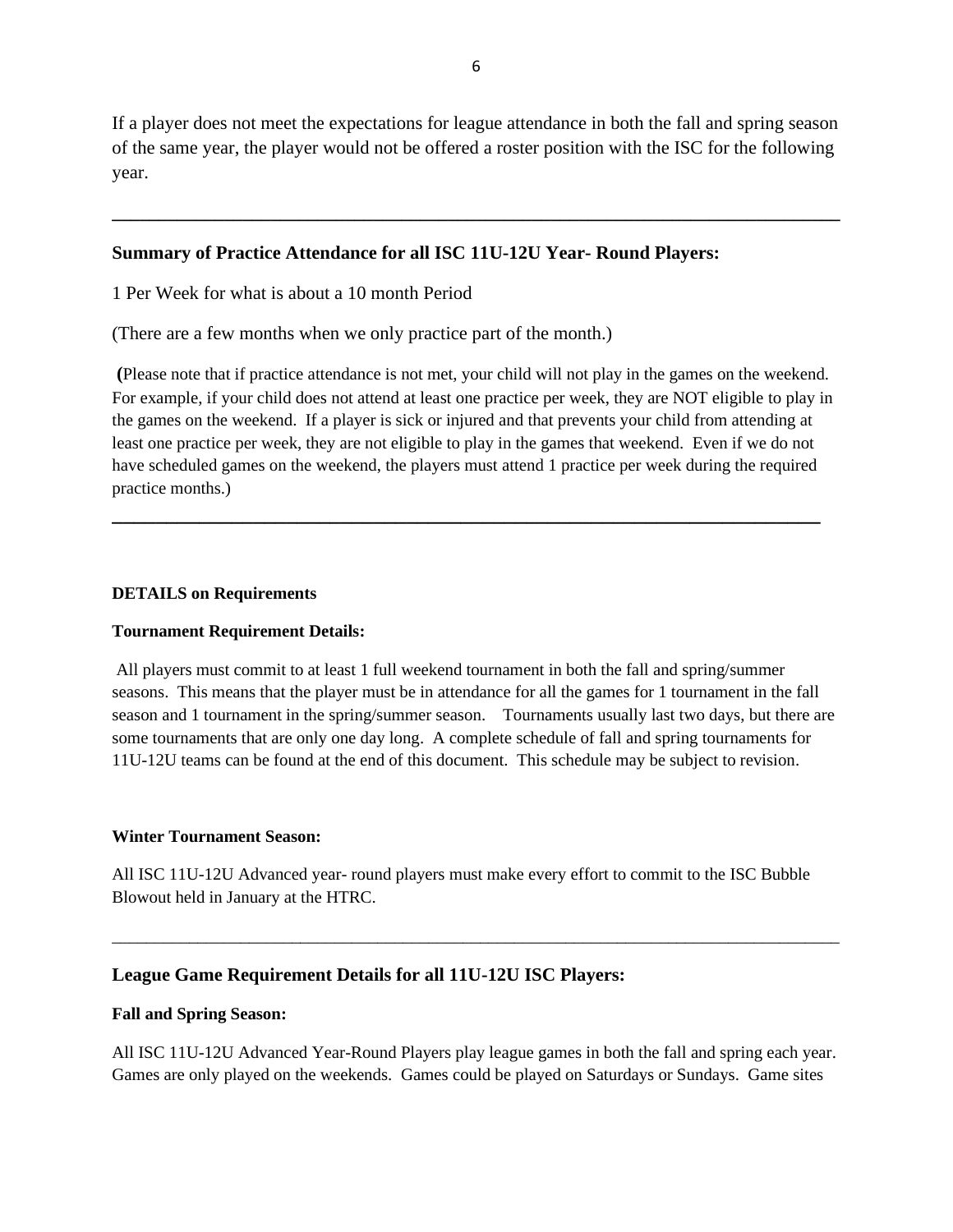If a player does not meet the expectations for league attendance in both the fall and spring season of the same year, the player would not be offered a roster position with the ISC for the following year.

---

### Summary of Practice Attendance for all ISC 11U-12U Year- Round Players:

1 Per Week for what is about a 10 month Period

(There are a few months when we only practice part of the month.)

**(**Please note that if practice attendance is not met, your child will not play in the games on the weekend. For example, if your child does not attend at least one practice per week, they are NOT eligible to play in the games on the weekend. If a player is sick or injured and that prevents your child from attending at least one practice per week, they are not eligible to play in the games that weekend. Even if we do not have scheduled games on the weekend, the players must attend 1 practice per week during the required practice months.)

---

**DETAILS on Requirements**

**Tournament Requirement Details:**

All players must commit to at least 1 full weekend tournament in both the fall and spring/summer seasons. This means that the player must be in attendance for all the games for 1 tournament in the fall season and 1 tournament in the spring/summer season. Tournaments usually last two days, but there are some tournaments that are only one day long. A complete schedule of fall and spring tournaments for 11U-12U teams can be found at the end of this document. This schedule may be subject to revision.

**Winter Tournament Season:**

All ISC 11U-12U Advanced year- round players must make every effort to commit to the ISC Bubble Blowout held in January at the HTRC.

---

### League Game Requirement Details for all 11U-12U ISC Players:

**Fall and Spring Season:**

All ISC 11U-12U Advanced Year-Round Players play league games in both the fall and spring each year. Games are only played on the weekends. Games could be played on Saturdays or Sundays. Game sites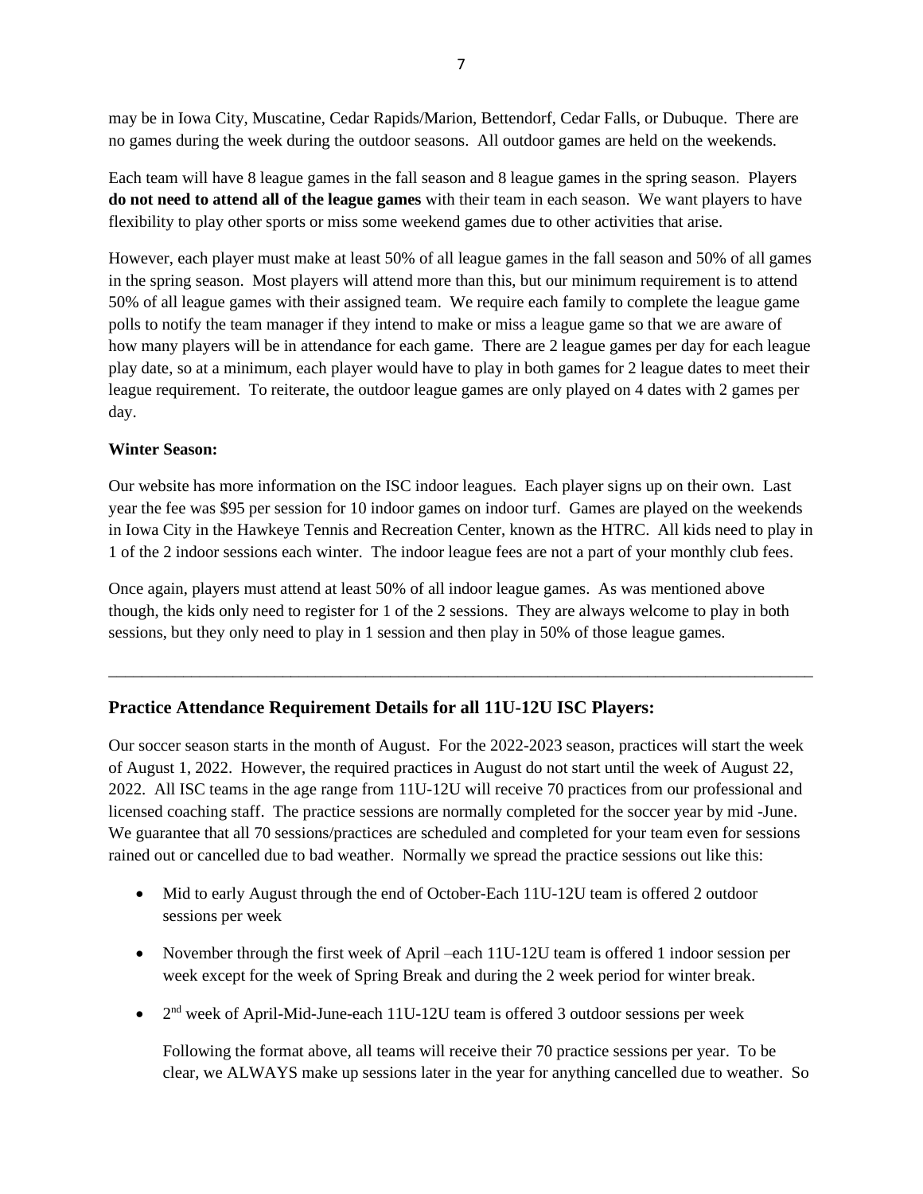may be in Iowa City, Muscatine, Cedar Rapids/Marion, Bettendorf, Cedar Falls, or Dubuque. There are no games during the week during the outdoor seasons. All outdoor games are held on the weekends.

Each team will have 8 league games in the fall season and 8 league games in the spring season. Players **do not need to attend all of the league games** with their team in each season. We want players to have flexibility to play other sports or miss some weekend games due to other activities that arise.

However, each player must make at least 50% of all league games in the fall season and 50% of all games in the spring season. Most players will attend more than this, but our minimum requirement is to attend 50% of all league games with their assigned team. We require each family to complete the league game polls to notify the team manager if they intend to make or miss a league game so that we are aware of how many players will be in attendance for each game. There are 2 league games per day for each league play date, so at a minimum, each player would have to play in both games for 2 league dates to meet their league requirement. To reiterate, the outdoor league games are only played on 4 dates with 2 games per day.

**Winter Season:**

Our website has more information on the ISC indoor leagues. Each player signs up on their own. Last year the fee was $95 per session for 10 indoor games on indoor turf. Games are played on the weekends in Iowa City in the Hawkeye Tennis and Recreation Center, known as the HTRC. All kids need to play in 1 of the 2 indoor sessions each winter. The indoor league fees are not a part of your monthly club fees.

Once again, players must attend at least 50% of all indoor league games. As was mentioned above though, the kids only need to register for 1 of the 2 sessions. They are always welcome to play in both sessions, but they only need to play in 1 session and then play in 50% of those league games.

---

## Practice Attendance Requirement Details for all 11U-12U ISC Players:

Our soccer season starts in the month of August. For the 2022-2023 season, practices will start the week of August 1, 2022. However, the required practices in August do not start until the week of August 22, 2022. All ISC teams in the age range from 11U-12U will receive 70 practices from our professional and licensed coaching staff. The practice sessions are normally completed for the soccer year by mid -June. We guarantee that all 70 sessions/practices are scheduled and completed for your team even for sessions rained out or cancelled due to bad weather. Normally we spread the practice sessions out like this:

- Mid to early August through the end of October-Each 11U-12U team is offered 2 outdoor sessions per week
- November through the first week of April –each 11U-12U team is offered 1 indoor session per week except for the week of Spring Break and during the 2 week period for winter break.
- 2nd week of April-Mid-June-each 11U-12U team is offered 3 outdoor sessions per week

  Following the format above, all teams will receive their 70 practice sessions per year. To be clear, we ALWAYS make up sessions later in the year for anything cancelled due to weather. So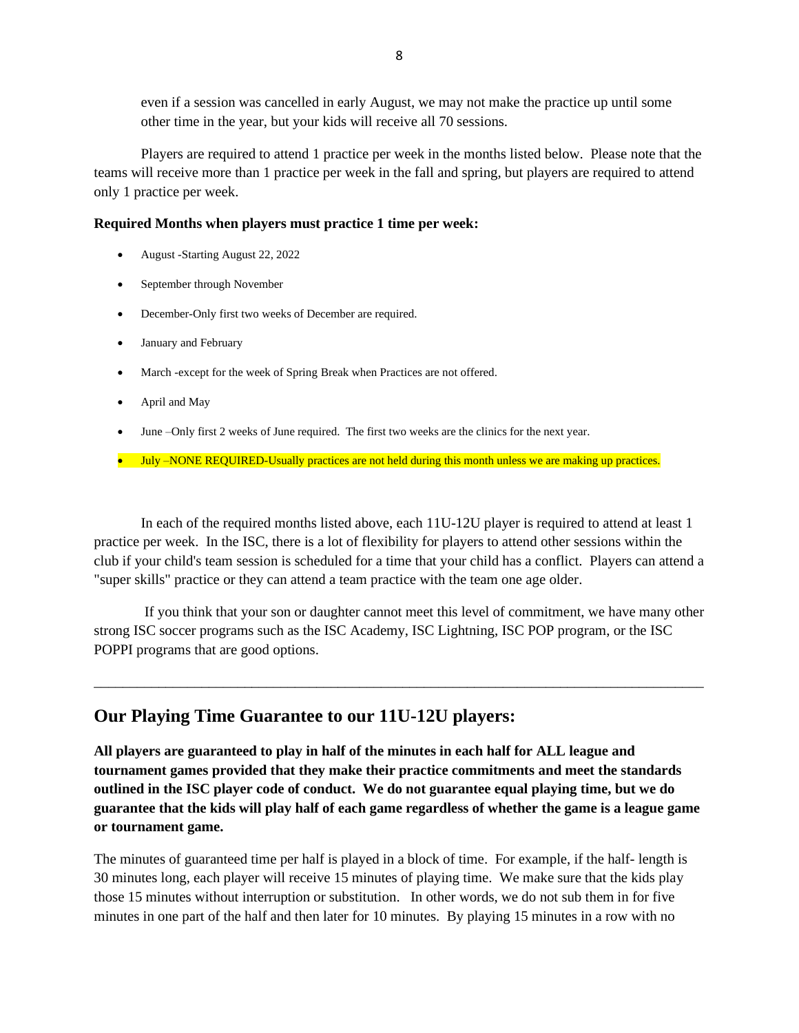even if a session was cancelled in early August, we may not make the practice up until some other time in the year, but your kids will receive all 70 sessions.

Players are required to attend 1 practice per week in the months listed below. Please note that the teams will receive more than 1 practice per week in the fall and spring, but players are required to attend only 1 practice per week.

**Required Months when players must practice 1 time per week:**

- August -Starting August 22, 2022
- September through November
- December-Only first two weeks of December are required.
- January and February
- March -except for the week of Spring Break when Practices are not offered.
- April and May
- June –Only first 2 weeks of June required. The first two weeks are the clinics for the next year.
- July –NONE REQUIRED-Usually practices are not held during this month unless we are making up practices.

In each of the required months listed above, each 11U-12U player is required to attend at least 1 practice per week. In the ISC, there is a lot of flexibility for players to attend other sessions within the club if your child's team session is scheduled for a time that your child has a conflict. Players can attend a "super skills" practice or they can attend a team practice with the team one age older.

If you think that your son or daughter cannot meet this level of commitment, we have many other strong ISC soccer programs such as the ISC Academy, ISC Lightning, ISC POP program, or the ISC POPPI programs that are good options.

---

## Our Playing Time Guarantee to our 11U-12U players:

**All players are guaranteed to play in half of the minutes in each half for ALL league and tournament games provided that they make their practice commitments and meet the standards outlined in the ISC player code of conduct. We do not guarantee equal playing time, but we do guarantee that the kids will play half of each game regardless of whether the game is a league game or tournament game.**

The minutes of guaranteed time per half is played in a block of time. For example, if the half- length is 30 minutes long, each player will receive 15 minutes of playing time. We make sure that the kids play those 15 minutes without interruption or substitution. In other words, we do not sub them in for five minutes in one part of the half and then later for 10 minutes. By playing 15 minutes in a row with no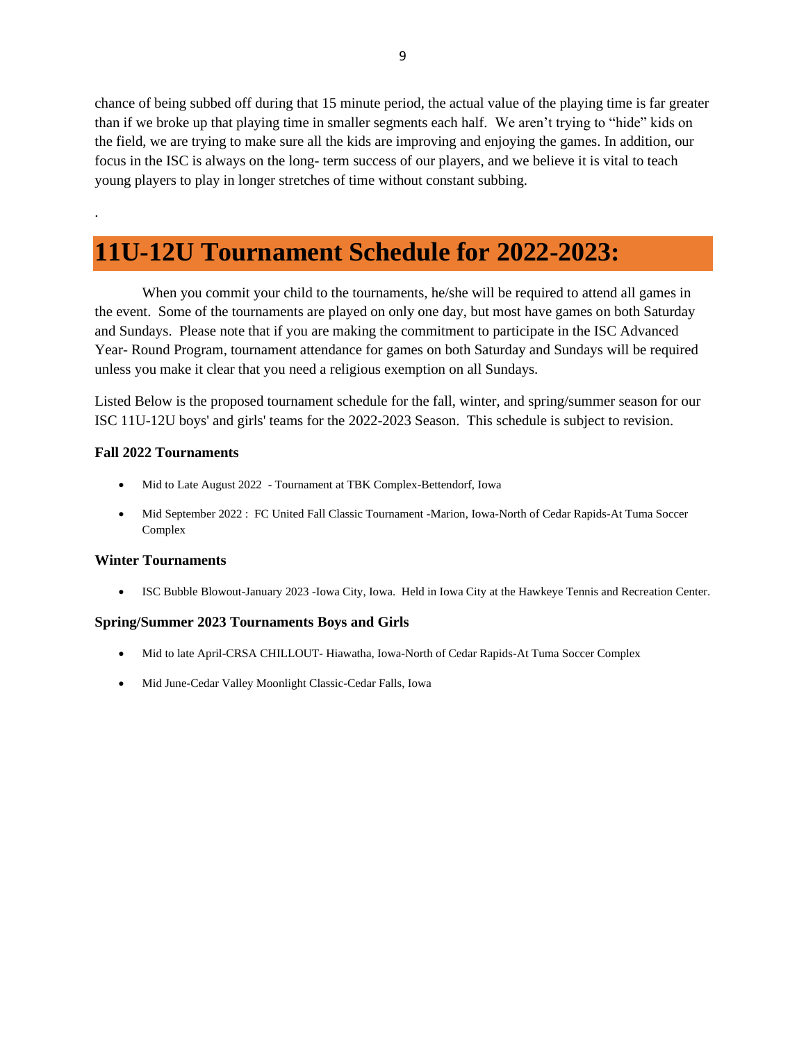chance of being subbed off during that 15 minute period, the actual value of the playing time is far greater than if we broke up that playing time in smaller segments each half. We aren't trying to "hide" kids on the field, we are trying to make sure all the kids are improving and enjoying the games. In addition, our focus in the ISC is always on the long- term success of our players, and we believe it is vital to teach young players to play in longer stretches of time without constant subbing.

.

# 11U-12U Tournament Schedule for 2022-2023:

When you commit your child to the tournaments, he/she will be required to attend all games in the event. Some of the tournaments are played on only one day, but most have games on both Saturday and Sundays. Please note that if you are making the commitment to participate in the ISC Advanced Year- Round Program, tournament attendance for games on both Saturday and Sundays will be required unless you make it clear that you need a religious exemption on all Sundays.

Listed Below is the proposed tournament schedule for the fall, winter, and spring/summer season for our ISC 11U-12U boys' and girls' teams for the 2022-2023 Season. This schedule is subject to revision.

### Fall 2022 Tournaments

- Mid to Late August 2022 - Tournament at TBK Complex-Bettendorf, Iowa
- Mid September 2022 : FC United Fall Classic Tournament -Marion, Iowa-North of Cedar Rapids-At Tuma Soccer Complex

### Winter Tournaments

- ISC Bubble Blowout-January 2023 -Iowa City, Iowa. Held in Iowa City at the Hawkeye Tennis and Recreation Center.

### Spring/Summer 2023 Tournaments Boys and Girls

- Mid to late April-CRSA CHILLOUT- Hiawatha, Iowa-North of Cedar Rapids-At Tuma Soccer Complex
- Mid June-Cedar Valley Moonlight Classic-Cedar Falls, Iowa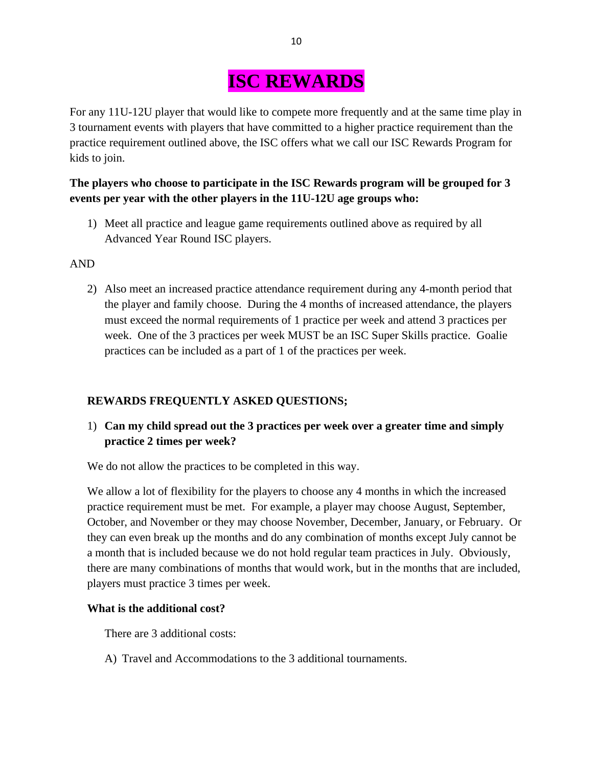# ISC REWARDS

For any 11U-12U player that would like to compete more frequently and at the same time play in 3 tournament events with players that have committed to a higher practice requirement than the practice requirement outlined above, the ISC offers what we call our ISC Rewards Program for kids to join.

**The players who choose to participate in the ISC Rewards program will be grouped for 3 events per year with the other players in the 11U-12U age groups who:**

1) Meet all practice and league game requirements outlined above as required by all Advanced Year Round ISC players.

AND

2) Also meet an increased practice attendance requirement during any 4-month period that the player and family choose. During the 4 months of increased attendance, the players must exceed the normal requirements of 1 practice per week and attend 3 practices per week. One of the 3 practices per week MUST be an ISC Super Skills practice. Goalie practices can be included as a part of 1 of the practices per week.

**REWARDS FREQUENTLY ASKED QUESTIONS;**

1) **Can my child spread out the 3 practices per week over a greater time and simply practice 2 times per week?**

We do not allow the practices to be completed in this way.

We allow a lot of flexibility for the players to choose any 4 months in which the increased practice requirement must be met. For example, a player may choose August, September, October, and November or they may choose November, December, January, or February. Or they can even break up the months and do any combination of months except July cannot be a month that is included because we do not hold regular team practices in July. Obviously, there are many combinations of months that would work, but in the months that are included, players must practice 3 times per week.

**What is the additional cost?**

There are 3 additional costs:

A) Travel and Accommodations to the 3 additional tournaments.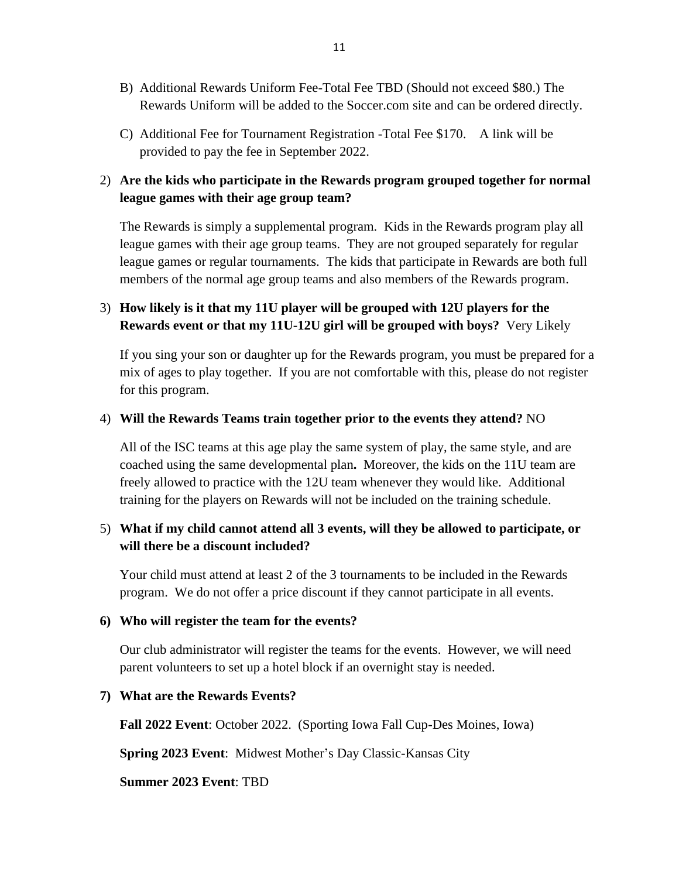B) Additional Rewards Uniform Fee-Total Fee TBD (Should not exceed $80.) The Rewards Uniform will be added to the Soccer.com site and can be ordered directly.

C) Additional Fee for Tournament Registration -Total Fee $170. A link will be provided to pay the fee in September 2022.

2) **Are the kids who participate in the Rewards program grouped together for normal league games with their age group team?**

   The Rewards is simply a supplemental program. Kids in the Rewards program play all league games with their age group teams. They are not grouped separately for regular league games or regular tournaments. The kids that participate in Rewards are both full members of the normal age group teams and also members of the Rewards program.

3) **How likely is it that my 11U player will be grouped with 12U players for the Rewards event or that my 11U-12U girl will be grouped with boys?** Very Likely

   If you sing your son or daughter up for the Rewards program, you must be prepared for a mix of ages to play together. If you are not comfortable with this, please do not register for this program.

4) **Will the Rewards Teams train together prior to the events they attend?** NO

   All of the ISC teams at this age play the same system of play, the same style, and are coached using the same developmental plan**.** Moreover, the kids on the 11U team are freely allowed to practice with the 12U team whenever they would like. Additional training for the players on Rewards will not be included on the training schedule.

5) **What if my child cannot attend all 3 events, will they be allowed to participate, or will there be a discount included?**

   Your child must attend at least 2 of the 3 tournaments to be included in the Rewards program. We do not offer a price discount if they cannot participate in all events.

**6) Who will register the team for the events?**

   Our club administrator will register the teams for the events. However, we will need parent volunteers to set up a hotel block if an overnight stay is needed.

**7) What are the Rewards Events?**

   **Fall 2022 Event**: October 2022. (Sporting Iowa Fall Cup-Des Moines, Iowa)

   **Spring 2023 Event**: Midwest Mother's Day Classic-Kansas City

   **Summer 2023 Event**: TBD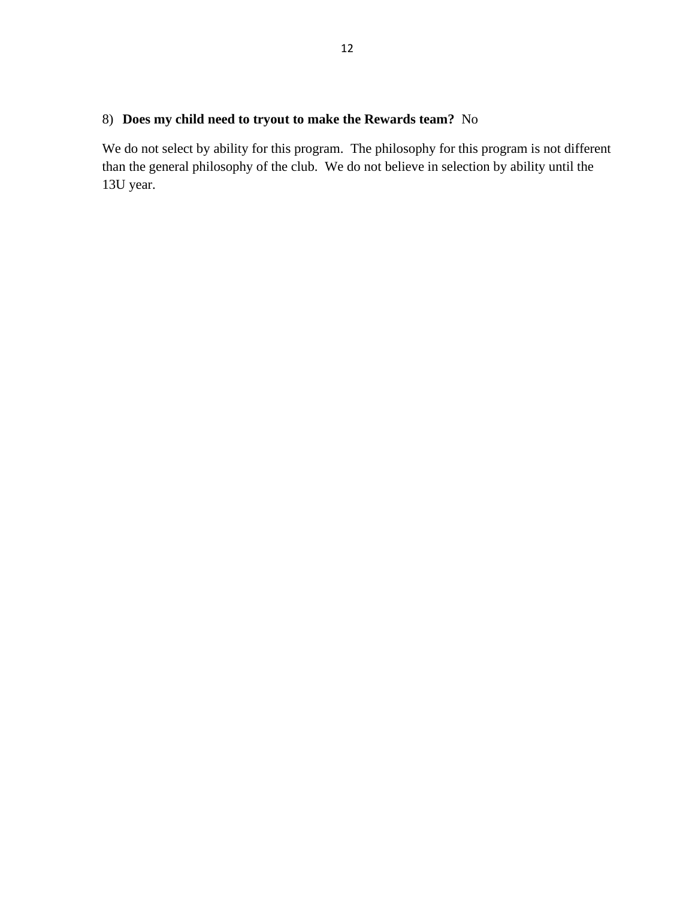8) **Does my child need to tryout to make the Rewards team?** No

We do not select by ability for this program. The philosophy for this program is not different than the general philosophy of the club. We do not believe in selection by ability until the 13U year.